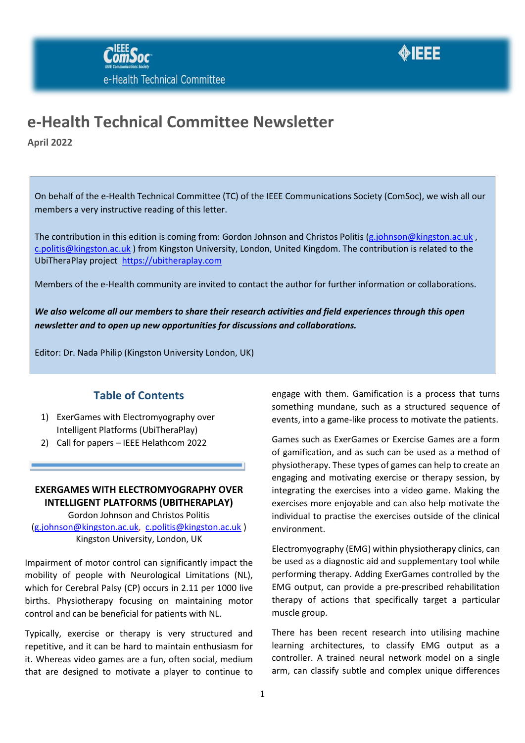# e-Health Technical Committee Newsletter

**April 2022**

On behalf of the e-Health Technical Committee (TC) of the IEEE Communications Society (ComSoc), we wish all our members a very instructive reading of this letter.

The contribution in this edition is coming from: Gordon Johnson and Christos Politis (g.johnson@kingston.ac.uk , c.politis@kingston.ac.uk ) from Kingston University, London, United Kingdom. The contribution is related to the UbiTheraPlay project https://ubitheraplay.com

Members of the e-Health community are invited to contact the author for further information or collaborations.

***We also welcome all our members to share their research activities and field experiences through this open newsletter and to open up new opportunities for discussions and collaborations.***

Editor: Dr. Nada Philip (Kingston University London, UK)

## Table of Contents

1) ExerGames with Electromyography over Intelligent Platforms (UbiTheraPlay)
2) Call for papers – IEEE Helathcom 2022

## EXERGAMES WITH ELECTROMYOGRAPHY OVER INTELLIGENT PLATFORMS (UBITHERAPLAY)

Gordon Johnson and Christos Politis
(g.johnson@kingston.ac.uk, c.politis@kingston.ac.uk )
Kingston University, London, UK

Impairment of motor control can significantly impact the mobility of people with Neurological Limitations (NL), which for Cerebral Palsy (CP) occurs in 2.11 per 1000 live births. Physiotherapy focusing on maintaining motor control and can be beneficial for patients with NL.

Typically, exercise or therapy is very structured and repetitive, and it can be hard to maintain enthusiasm for it. Whereas video games are a fun, often social, medium that are designed to motivate a player to continue to engage with them. Gamification is a process that turns something mundane, such as a structured sequence of events, into a game-like process to motivate the patients.

Games such as ExerGames or Exercise Games are a form of gamification, and as such can be used as a method of physiotherapy. These types of games can help to create an engaging and motivating exercise or therapy session, by integrating the exercises into a video game. Making the exercises more enjoyable and can also help motivate the individual to practise the exercises outside of the clinical environment.

Electromyography (EMG) within physiotherapy clinics, can be used as a diagnostic aid and supplementary tool while performing therapy. Adding ExerGames controlled by the EMG output, can provide a pre-prescribed rehabilitation therapy of actions that specifically target a particular muscle group.

There has been recent research into utilising machine learning architectures, to classify EMG output as a controller. A trained neural network model on a single arm, can classify subtle and complex unique differences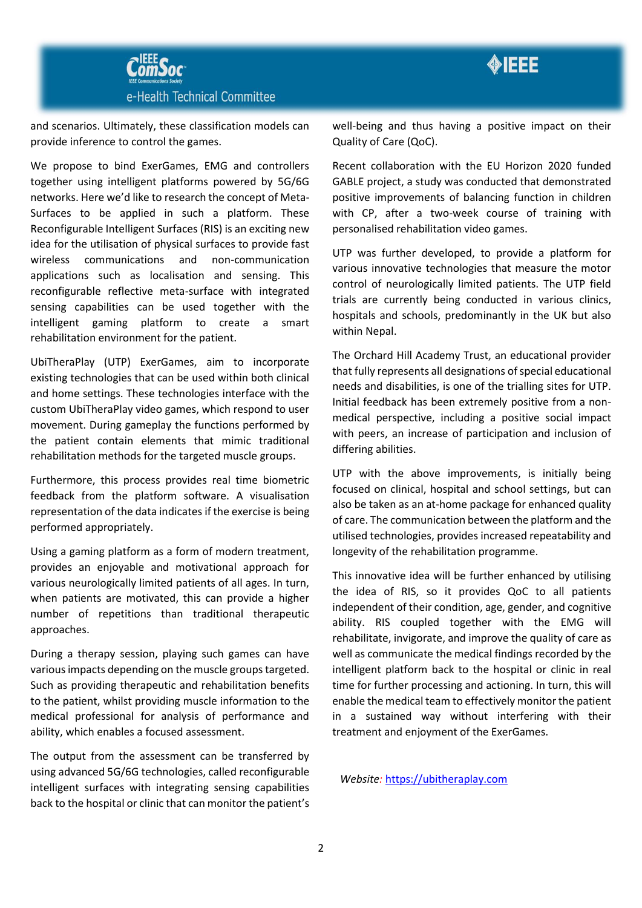and scenarios. Ultimately, these classification models can provide inference to control the games.

We propose to bind ExerGames, EMG and controllers together using intelligent platforms powered by 5G/6G networks. Here we'd like to research the concept of Meta-Surfaces to be applied in such a platform. These Reconfigurable Intelligent Surfaces (RIS) is an exciting new idea for the utilisation of physical surfaces to provide fast wireless communications and non-communication applications such as localisation and sensing. This reconfigurable reflective meta-surface with integrated sensing capabilities can be used together with the intelligent gaming platform to create a smart rehabilitation environment for the patient.

UbiTheraPlay (UTP) ExerGames, aim to incorporate existing technologies that can be used within both clinical and home settings. These technologies interface with the custom UbiTheraPlay video games, which respond to user movement. During gameplay the functions performed by the patient contain elements that mimic traditional rehabilitation methods for the targeted muscle groups.

Furthermore, this process provides real time biometric feedback from the platform software. A visualisation representation of the data indicates if the exercise is being performed appropriately.

Using a gaming platform as a form of modern treatment, provides an enjoyable and motivational approach for various neurologically limited patients of all ages. In turn, when patients are motivated, this can provide a higher number of repetitions than traditional therapeutic approaches.

During a therapy session, playing such games can have various impacts depending on the muscle groups targeted. Such as providing therapeutic and rehabilitation benefits to the patient, whilst providing muscle information to the medical professional for analysis of performance and ability, which enables a focused assessment.

The output from the assessment can be transferred by using advanced 5G/6G technologies, called reconfigurable intelligent surfaces with integrating sensing capabilities back to the hospital or clinic that can monitor the patient's well-being and thus having a positive impact on their Quality of Care (QoC).

Recent collaboration with the EU Horizon 2020 funded GABLE project, a study was conducted that demonstrated positive improvements of balancing function in children with CP, after a two-week course of training with personalised rehabilitation video games.

UTP was further developed, to provide a platform for various innovative technologies that measure the motor control of neurologically limited patients. The UTP field trials are currently being conducted in various clinics, hospitals and schools, predominantly in the UK but also within Nepal.

The Orchard Hill Academy Trust, an educational provider that fully represents all designations of special educational needs and disabilities, is one of the trialling sites for UTP. Initial feedback has been extremely positive from a non-medical perspective, including a positive social impact with peers, an increase of participation and inclusion of differing abilities.

UTP with the above improvements, is initially being focused on clinical, hospital and school settings, but can also be taken as an at-home package for enhanced quality of care. The communication between the platform and the utilised technologies, provides increased repeatability and longevity of the rehabilitation programme.

This innovative idea will be further enhanced by utilising the idea of RIS, so it provides QoC to all patients independent of their condition, age, gender, and cognitive ability. RIS coupled together with the EMG will rehabilitate, invigorate, and improve the quality of care as well as communicate the medical findings recorded by the intelligent platform back to the hospital or clinic in real time for further processing and actioning. In turn, this will enable the medical team to effectively monitor the patient in a sustained way without interfering with their treatment and enjoyment of the ExerGames.

*Website:* https://ubitheraplay.com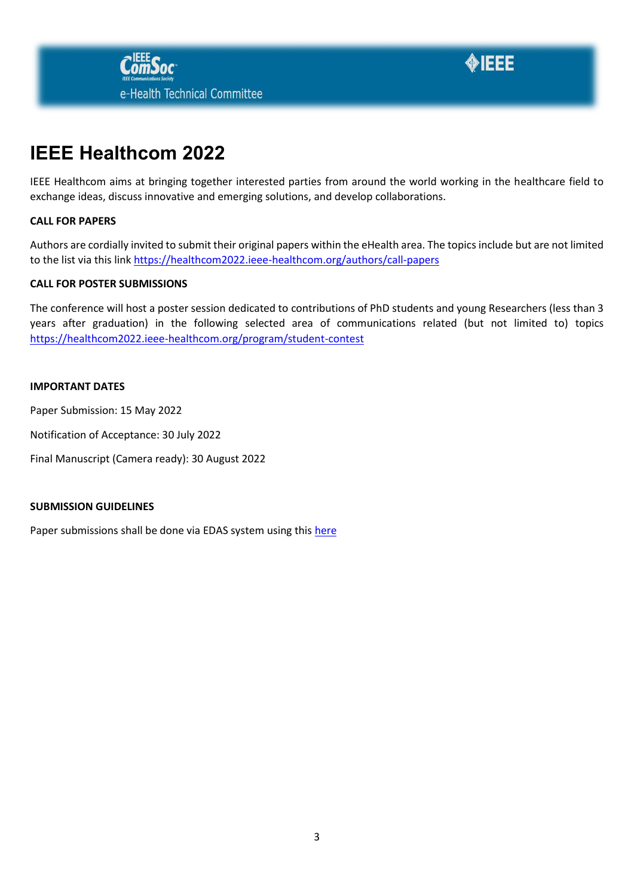# IEEE Healthcom 2022

IEEE Healthcom aims at bringing together interested parties from around the world working in the healthcare field to exchange ideas, discuss innovative and emerging solutions, and develop collaborations.

**CALL FOR PAPERS**

Authors are cordially invited to submit their original papers within the eHealth area. The topics include but are not limited to the list via this link https://healthcom2022.ieee-healthcom.org/authors/call-papers

**CALL FOR POSTER SUBMISSIONS**

The conference will host a poster session dedicated to contributions of PhD students and young Researchers (less than 3 years after graduation) in the following selected area of communications related (but not limited to) topics https://healthcom2022.ieee-healthcom.org/program/student-contest

**IMPORTANT DATES**

Paper Submission: 15 May 2022

Notification of Acceptance: 30 July 2022

Final Manuscript (Camera ready): 30 August 2022

**SUBMISSION GUIDELINES**

Paper submissions shall be done via EDAS system using this here